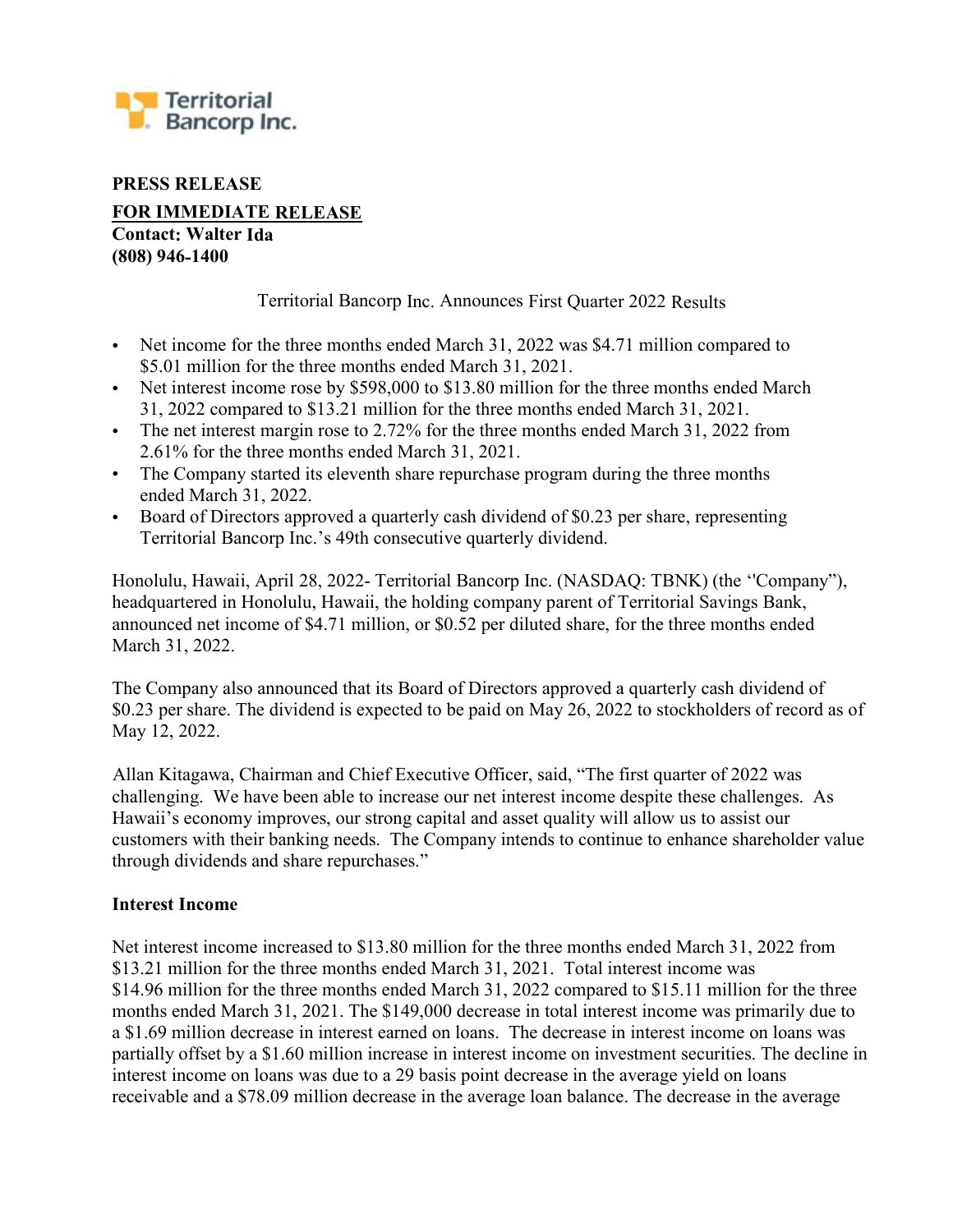Territorial Bancorp Inc.

**PRESS RELEASE**

**FOR IMMEDIATE RELEASE**
**Contact: Walter Ida**
**(808) 946-1400**

Territorial Bancorp Inc. Announces First Quarter 2022 Results

- Net income for the three months ended March 31, 2022 was $4.71 million compared to $5.01 million for the three months ended March 31, 2021.
- Net interest income rose by $598,000 to $13.80 million for the three months ended March 31, 2022 compared to $13.21 million for the three months ended March 31, 2021.
- The net interest margin rose to 2.72% for the three months ended March 31, 2022 from 2.61% for the three months ended March 31, 2021.
- The Company started its eleventh share repurchase program during the three months ended March 31, 2022.
- Board of Directors approved a quarterly cash dividend of $0.23 per share, representing Territorial Bancorp Inc.'s 49th consecutive quarterly dividend.

Honolulu, Hawaii, April 28, 2022- Territorial Bancorp Inc. (NASDAQ: TBNK) (the "Company"), headquartered in Honolulu, Hawaii, the holding company parent of Territorial Savings Bank, announced net income of $4.71 million, or $0.52 per diluted share, for the three months ended March 31, 2022.

The Company also announced that its Board of Directors approved a quarterly cash dividend of $0.23 per share. The dividend is expected to be paid on May 26, 2022 to stockholders of record as of May 12, 2022.

Allan Kitagawa, Chairman and Chief Executive Officer, said, "The first quarter of 2022 was challenging. We have been able to increase our net interest income despite these challenges. As Hawaii's economy improves, our strong capital and asset quality will allow us to assist our customers with their banking needs. The Company intends to continue to enhance shareholder value through dividends and share repurchases."

**Interest Income**

Net interest income increased to $13.80 million for the three months ended March 31, 2022 from $13.21 million for the three months ended March 31, 2021. Total interest income was $14.96 million for the three months ended March 31, 2022 compared to $15.11 million for the three months ended March 31, 2021. The $149,000 decrease in total interest income was primarily due to a $1.69 million decrease in interest earned on loans. The decrease in interest income on loans was partially offset by a $1.60 million increase in interest income on investment securities. The decline in interest income on loans was due to a 29 basis point decrease in the average yield on loans receivable and a $78.09 million decrease in the average loan balance. The decrease in the average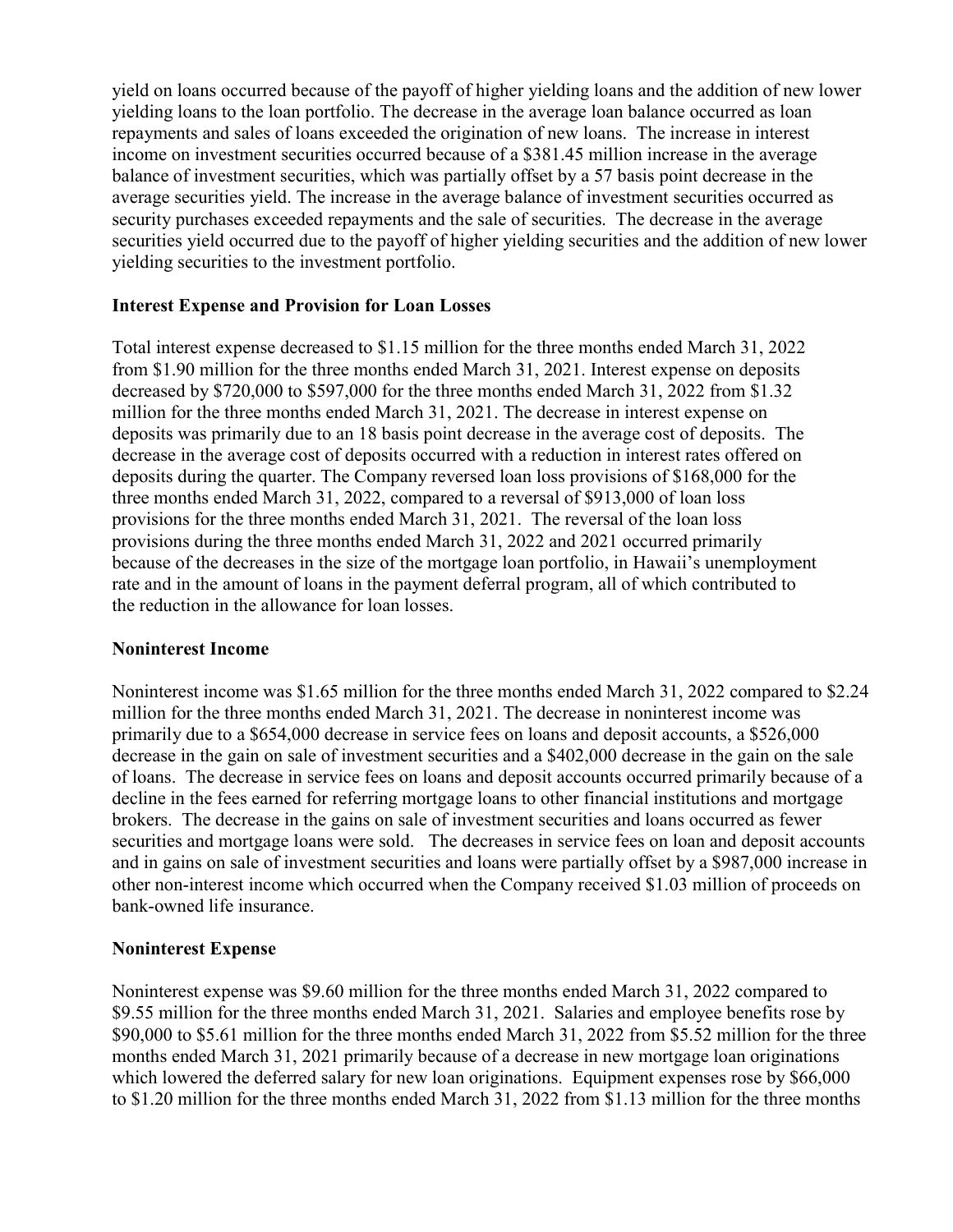yield on loans occurred because of the payoff of higher yielding loans and the addition of new lower yielding loans to the loan portfolio. The decrease in the average loan balance occurred as loan repayments and sales of loans exceeded the origination of new loans. The increase in interest income on investment securities occurred because of a $381.45 million increase in the average balance of investment securities, which was partially offset by a 57 basis point decrease in the average securities yield. The increase in the average balance of investment securities occurred as security purchases exceeded repayments and the sale of securities. The decrease in the average securities yield occurred due to the payoff of higher yielding securities and the addition of new lower yielding securities to the investment portfolio.

**Interest Expense and Provision for Loan Losses**

Total interest expense decreased to $1.15 million for the three months ended March 31, 2022 from $1.90 million for the three months ended March 31, 2021. Interest expense on deposits decreased by $720,000 to $597,000 for the three months ended March 31, 2022 from $1.32 million for the three months ended March 31, 2021. The decrease in interest expense on deposits was primarily due to an 18 basis point decrease in the average cost of deposits. The decrease in the average cost of deposits occurred with a reduction in interest rates offered on deposits during the quarter. The Company reversed loan loss provisions of $168,000 for the three months ended March 31, 2022, compared to a reversal of $913,000 of loan loss provisions for the three months ended March 31, 2021. The reversal of the loan loss provisions during the three months ended March 31, 2022 and 2021 occurred primarily because of the decreases in the size of the mortgage loan portfolio, in Hawaii's unemployment rate and in the amount of loans in the payment deferral program, all of which contributed to the reduction in the allowance for loan losses.

**Noninterest Income**

Noninterest income was $1.65 million for the three months ended March 31, 2022 compared to $2.24 million for the three months ended March 31, 2021. The decrease in noninterest income was primarily due to a $654,000 decrease in service fees on loans and deposit accounts, a $526,000 decrease in the gain on sale of investment securities and a $402,000 decrease in the gain on the sale of loans. The decrease in service fees on loans and deposit accounts occurred primarily because of a decline in the fees earned for referring mortgage loans to other financial institutions and mortgage brokers. The decrease in the gains on sale of investment securities and loans occurred as fewer securities and mortgage loans were sold. The decreases in service fees on loan and deposit accounts and in gains on sale of investment securities and loans were partially offset by a $987,000 increase in other non-interest income which occurred when the Company received $1.03 million of proceeds on bank-owned life insurance.

**Noninterest Expense**

Noninterest expense was $9.60 million for the three months ended March 31, 2022 compared to $9.55 million for the three months ended March 31, 2021. Salaries and employee benefits rose by $90,000 to $5.61 million for the three months ended March 31, 2022 from $5.52 million for the three months ended March 31, 2021 primarily because of a decrease in new mortgage loan originations which lowered the deferred salary for new loan originations. Equipment expenses rose by $66,000 to $1.20 million for the three months ended March 31, 2022 from $1.13 million for the three months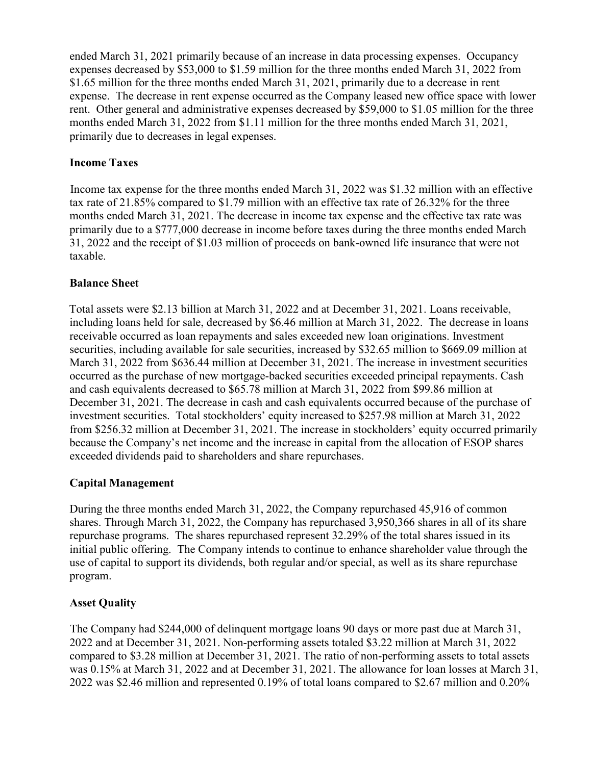ended March 31, 2021 primarily because of an increase in data processing expenses. Occupancy expenses decreased by $53,000 to $1.59 million for the three months ended March 31, 2022 from $1.65 million for the three months ended March 31, 2021, primarily due to a decrease in rent expense. The decrease in rent expense occurred as the Company leased new office space with lower rent. Other general and administrative expenses decreased by $59,000 to $1.05 million for the three months ended March 31, 2022 from $1.11 million for the three months ended March 31, 2021, primarily due to decreases in legal expenses.

**Income Taxes**

Income tax expense for the three months ended March 31, 2022 was $1.32 million with an effective tax rate of 21.85% compared to $1.79 million with an effective tax rate of 26.32% for the three months ended March 31, 2021. The decrease in income tax expense and the effective tax rate was primarily due to a $777,000 decrease in income before taxes during the three months ended March 31, 2022 and the receipt of $1.03 million of proceeds on bank-owned life insurance that were not taxable.

**Balance Sheet**

Total assets were $2.13 billion at March 31, 2022 and at December 31, 2021. Loans receivable, including loans held for sale, decreased by $6.46 million at March 31, 2022. The decrease in loans receivable occurred as loan repayments and sales exceeded new loan originations. Investment securities, including available for sale securities, increased by $32.65 million to $669.09 million at March 31, 2022 from $636.44 million at December 31, 2021. The increase in investment securities occurred as the purchase of new mortgage-backed securities exceeded principal repayments. Cash and cash equivalents decreased to $65.78 million at March 31, 2022 from $99.86 million at December 31, 2021. The decrease in cash and cash equivalents occurred because of the purchase of investment securities. Total stockholders' equity increased to $257.98 million at March 31, 2022 from $256.32 million at December 31, 2021. The increase in stockholders' equity occurred primarily because the Company's net income and the increase in capital from the allocation of ESOP shares exceeded dividends paid to shareholders and share repurchases.

**Capital Management**

During the three months ended March 31, 2022, the Company repurchased 45,916 of common shares. Through March 31, 2022, the Company has repurchased 3,950,366 shares in all of its share repurchase programs. The shares repurchased represent 32.29% of the total shares issued in its initial public offering. The Company intends to continue to enhance shareholder value through the use of capital to support its dividends, both regular and/or special, as well as its share repurchase program.

**Asset Quality**

The Company had $244,000 of delinquent mortgage loans 90 days or more past due at March 31, 2022 and at December 31, 2021. Non-performing assets totaled $3.22 million at March 31, 2022 compared to $3.28 million at December 31, 2021. The ratio of non-performing assets to total assets was 0.15% at March 31, 2022 and at December 31, 2021. The allowance for loan losses at March 31, 2022 was $2.46 million and represented 0.19% of total loans compared to $2.67 million and 0.20%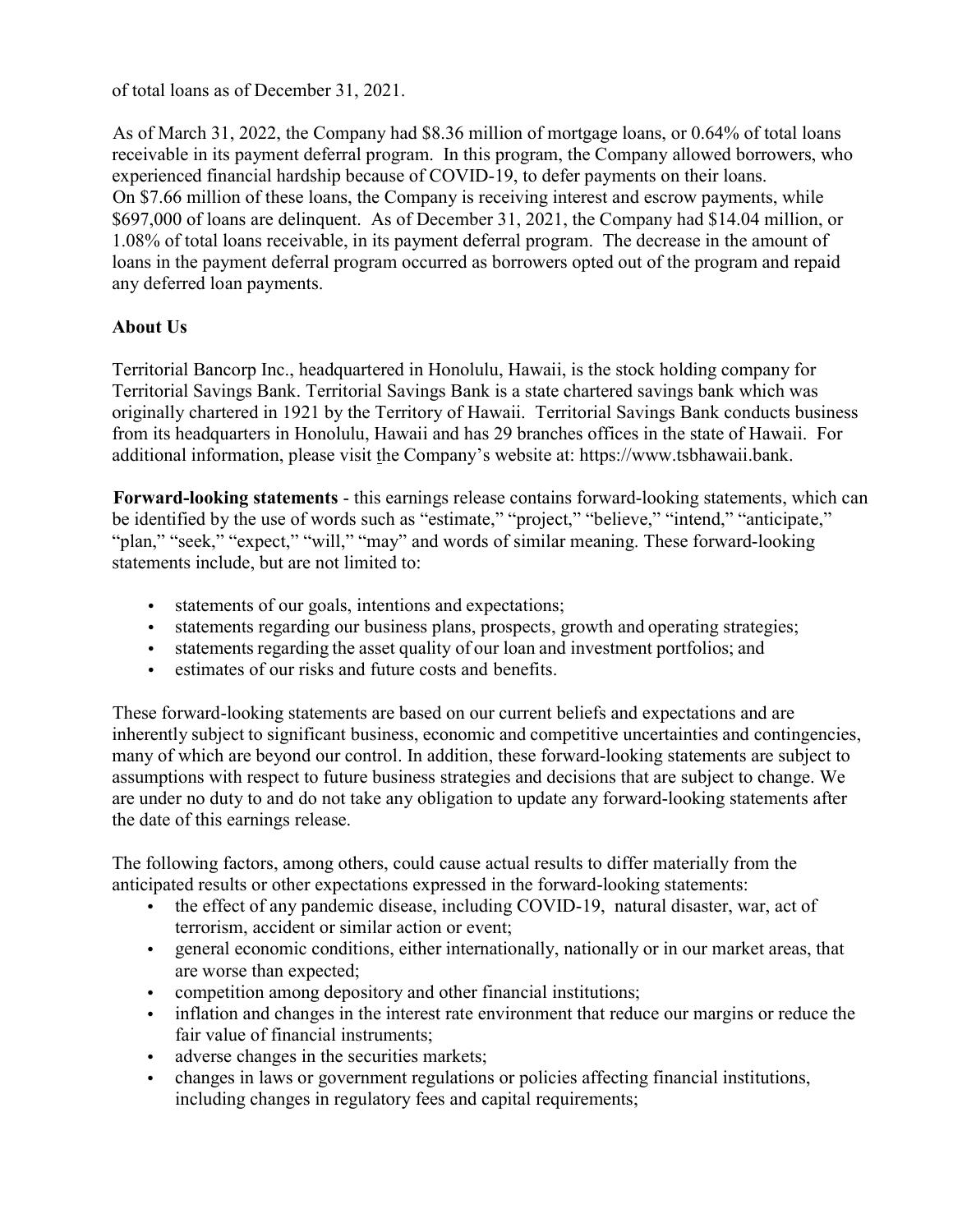of total loans as of December 31, 2021.

As of March 31, 2022, the Company had $8.36 million of mortgage loans, or 0.64% of total loans receivable in its payment deferral program. In this program, the Company allowed borrowers, who experienced financial hardship because of COVID-19, to defer payments on their loans. On $7.66 million of these loans, the Company is receiving interest and escrow payments, while $697,000 of loans are delinquent. As of December 31, 2021, the Company had $14.04 million, or 1.08% of total loans receivable, in its payment deferral program. The decrease in the amount of loans in the payment deferral program occurred as borrowers opted out of the program and repaid any deferred loan payments.

**About Us**

Territorial Bancorp Inc., headquartered in Honolulu, Hawaii, is the stock holding company for Territorial Savings Bank. Territorial Savings Bank is a state chartered savings bank which was originally chartered in 1921 by the Territory of Hawaii. Territorial Savings Bank conducts business from its headquarters in Honolulu, Hawaii and has 29 branches offices in the state of Hawaii. For additional information, please visit the Company's website at: https://www.tsbhawaii.bank.

**Forward-looking statements** - this earnings release contains forward-looking statements, which can be identified by the use of words such as "estimate," "project," "believe," "intend," "anticipate," "plan," "seek," "expect," "will," "may" and words of similar meaning. These forward-looking statements include, but are not limited to:

- statements of our goals, intentions and expectations;
- statements regarding our business plans, prospects, growth and operating strategies;
- statements regarding the asset quality of our loan and investment portfolios; and
- estimates of our risks and future costs and benefits.

These forward-looking statements are based on our current beliefs and expectations and are inherently subject to significant business, economic and competitive uncertainties and contingencies, many of which are beyond our control. In addition, these forward-looking statements are subject to assumptions with respect to future business strategies and decisions that are subject to change. We are under no duty to and do not take any obligation to update any forward-looking statements after the date of this earnings release.

The following factors, among others, could cause actual results to differ materially from the anticipated results or other expectations expressed in the forward-looking statements:

- the effect of any pandemic disease, including COVID-19, natural disaster, war, act of terrorism, accident or similar action or event;
- general economic conditions, either internationally, nationally or in our market areas, that are worse than expected;
- competition among depository and other financial institutions;
- inflation and changes in the interest rate environment that reduce our margins or reduce the fair value of financial instruments;
- adverse changes in the securities markets;
- changes in laws or government regulations or policies affecting financial institutions, including changes in regulatory fees and capital requirements;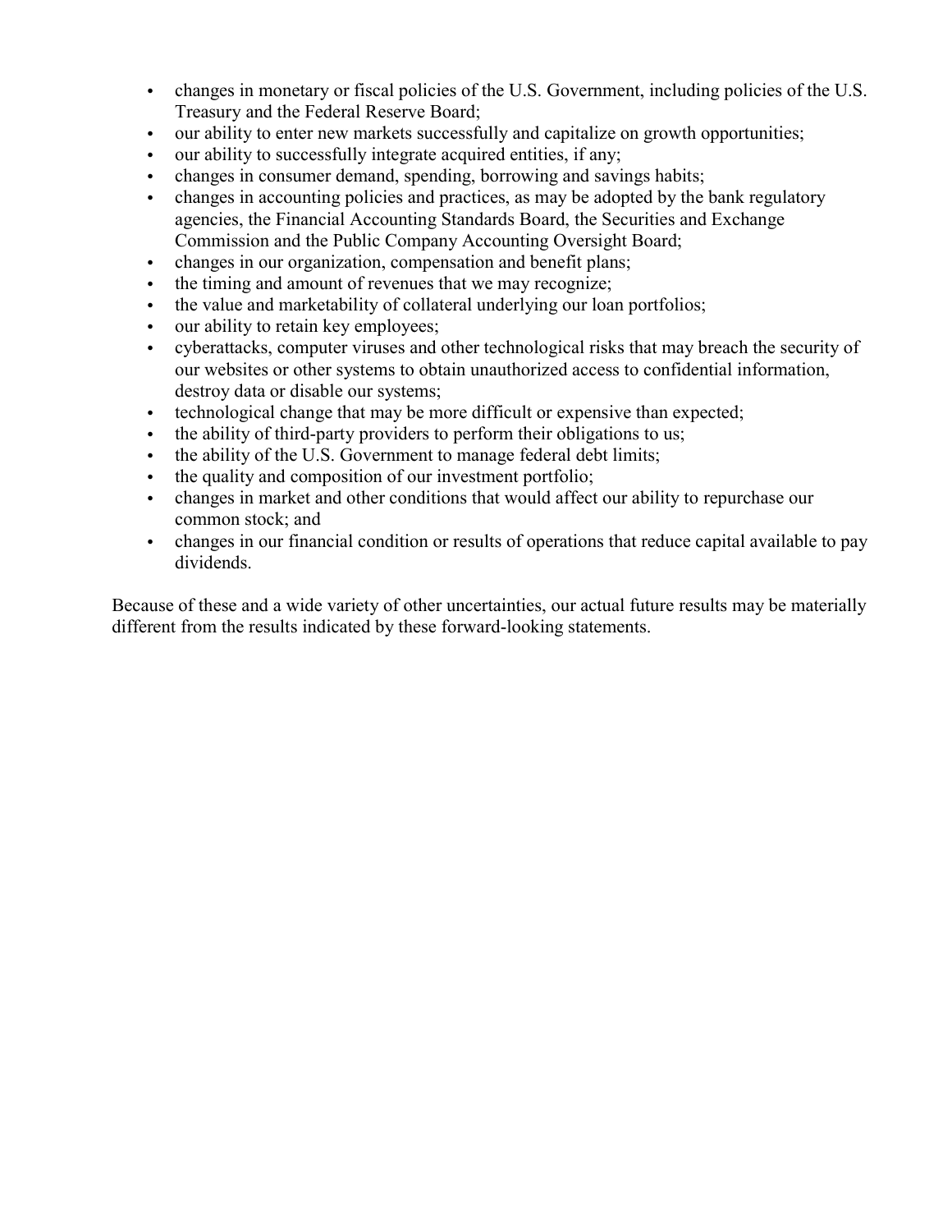- changes in monetary or fiscal policies of the U.S. Government, including policies of the U.S. Treasury and the Federal Reserve Board;
- our ability to enter new markets successfully and capitalize on growth opportunities;
- our ability to successfully integrate acquired entities, if any;
- changes in consumer demand, spending, borrowing and savings habits;
- changes in accounting policies and practices, as may be adopted by the bank regulatory agencies, the Financial Accounting Standards Board, the Securities and Exchange Commission and the Public Company Accounting Oversight Board;
- changes in our organization, compensation and benefit plans;
- the timing and amount of revenues that we may recognize;
- the value and marketability of collateral underlying our loan portfolios;
- our ability to retain key employees;
- cyberattacks, computer viruses and other technological risks that may breach the security of our websites or other systems to obtain unauthorized access to confidential information, destroy data or disable our systems;
- technological change that may be more difficult or expensive than expected;
- the ability of third-party providers to perform their obligations to us;
- the ability of the U.S. Government to manage federal debt limits;
- the quality and composition of our investment portfolio;
- changes in market and other conditions that would affect our ability to repurchase our common stock; and
- changes in our financial condition or results of operations that reduce capital available to pay dividends.

Because of these and a wide variety of other uncertainties, our actual future results may be materially different from the results indicated by these forward-looking statements.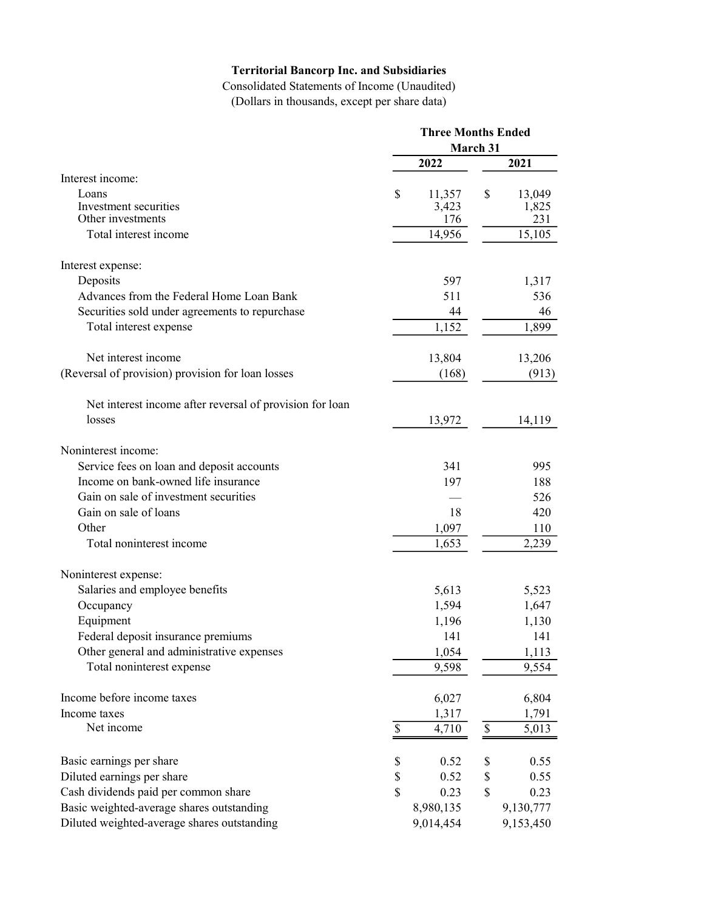**Territorial Bancorp Inc. and Subsidiaries**

Consolidated Statements of Income (Unaudited)

(Dollars in thousands, except per share data)

| | Three Months Ended March 31 | |
|---|---|---|
| | **2022** | **2021** |
| Interest income: | | |
| Loans | $ 11,357 | $ 13,049 |
| Investment securities | 3,423 | 1,825 |
| Other investments | 176 | 231 |
| Total interest income | 14,956 | 15,105 |
| Interest expense: | | |
| Deposits | 597 | 1,317 |
| Advances from the Federal Home Loan Bank | 511 | 536 |
| Securities sold under agreements to repurchase | 44 | 46 |
| Total interest expense | 1,152 | 1,899 |
| Net interest income | 13,804 | 13,206 |
| (Reversal of provision) provision for loan losses | (168) | (913) |
| Net interest income after reversal of provision for loan losses | 13,972 | 14,119 |
| Noninterest income: | | |
| Service fees on loan and deposit accounts | 341 | 995 |
| Income on bank-owned life insurance | 197 | 188 |
| Gain on sale of investment securities | — | 526 |
| Gain on sale of loans | 18 | 420 |
| Other | 1,097 | 110 |
| Total noninterest income | 1,653 | 2,239 |
| Noninterest expense: | | |
| Salaries and employee benefits | 5,613 | 5,523 |
| Occupancy | 1,594 | 1,647 |
| Equipment | 1,196 | 1,130 |
| Federal deposit insurance premiums | 141 | 141 |
| Other general and administrative expenses | 1,054 | 1,113 |
| Total noninterest expense | 9,598 | 9,554 |
| Income before income taxes | 6,027 | 6,804 |
| Income taxes | 1,317 | 1,791 |
| Net income | $ 4,710 | $ 5,013 |
| Basic earnings per share | $ 0.52 | $ 0.55 |
| Diluted earnings per share | $ 0.52 | $ 0.55 |
| Cash dividends paid per common share | $ 0.23 | $ 0.23 |
| Basic weighted-average shares outstanding | 8,980,135 | 9,130,777 |
| Diluted weighted-average shares outstanding | 9,014,454 | 9,153,450 |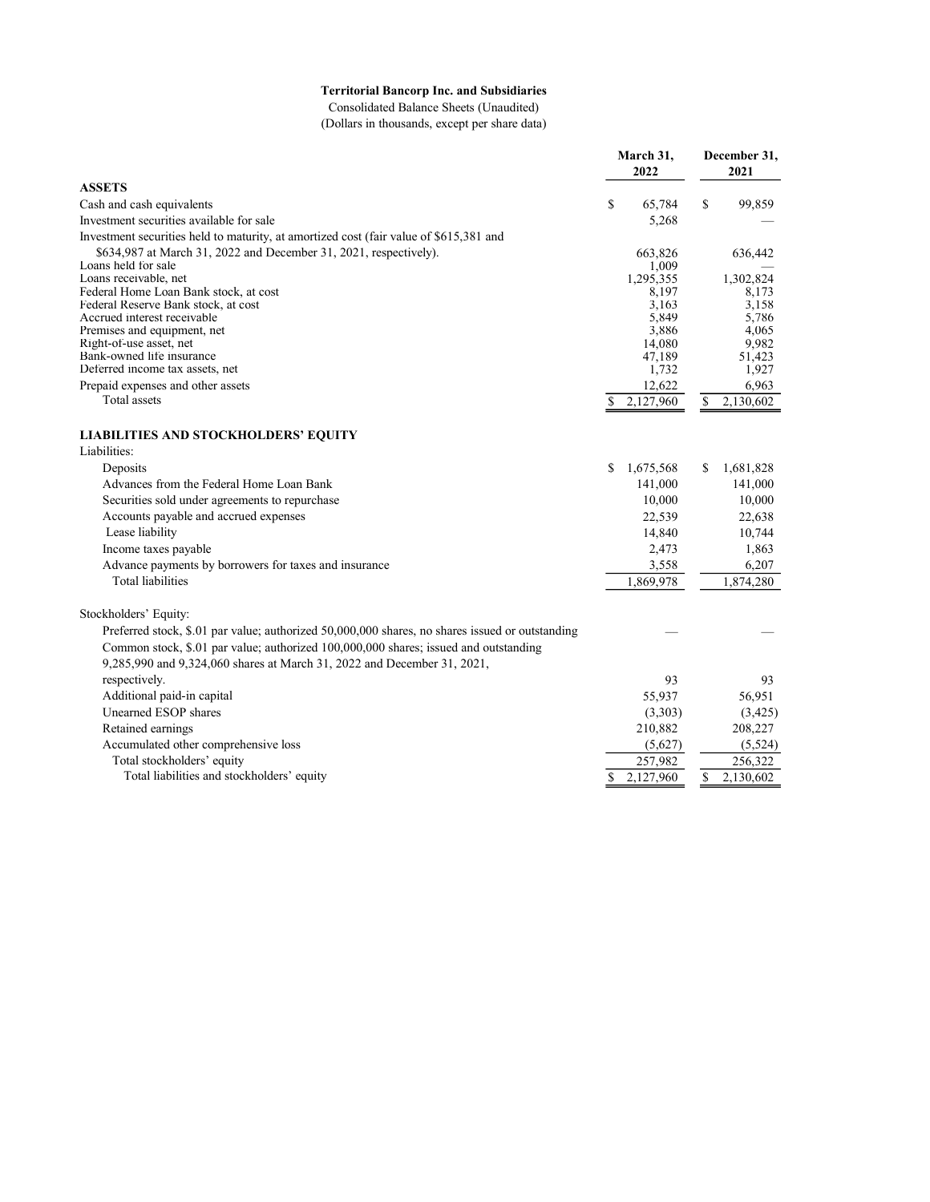**Territorial Bancorp Inc. and Subsidiaries**

Consolidated Balance Sheets (Unaudited)

(Dollars in thousands, except per share data)

| | March 31, 2022 | December 31, 2021 |
|---|---|---|
| **ASSETS** | | |
| Cash and cash equivalents | $ 65,784 | $ 99,859 |
| Investment securities available for sale | 5,268 | — |
| Investment securities held to maturity, at amortized cost (fair value of $615,381 and $634,987 at March 31, 2022 and December 31, 2021, respectively). | 663,826 | 636,442 |
| Loans held for sale | 1,009 | — |
| Loans receivable, net | 1,295,355 | 1,302,824 |
| Federal Home Loan Bank stock, at cost | 8,197 | 8,173 |
| Federal Reserve Bank stock, at cost | 3,163 | 3,158 |
| Accrued interest receivable | 5,849 | 5,786 |
| Premises and equipment, net | 3,886 | 4,065 |
| Right-of-use asset, net | 14,080 | 9,982 |
| Bank-owned life insurance | 47,189 | 51,423 |
| Deferred income tax assets, net | 1,732 | 1,927 |
| Prepaid expenses and other assets | 12,622 | 6,963 |
| Total assets | $ 2,127,960 | $ 2,130,602 |
| | | |
| **LIABILITIES AND STOCKHOLDERS' EQUITY** | | |
| Liabilities: | | |
| Deposits | $ 1,675,568 | $ 1,681,828 |
| Advances from the Federal Home Loan Bank | 141,000 | 141,000 |
| Securities sold under agreements to repurchase | 10,000 | 10,000 |
| Accounts payable and accrued expenses | 22,539 | 22,638 |
| Lease liability | 14,840 | 10,744 |
| Income taxes payable | 2,473 | 1,863 |
| Advance payments by borrowers for taxes and insurance | 3,558 | 6,207 |
| Total liabilities | 1,869,978 | 1,874,280 |
| | | |
| Stockholders' Equity: | | |
| Preferred stock, $.01 par value; authorized 50,000,000 shares, no shares issued or outstanding | — | — |
| Common stock, $.01 par value; authorized 100,000,000 shares; issued and outstanding 9,285,990 and 9,324,060 shares at March 31, 2022 and December 31, 2021, respectively. | 93 | 93 |
| Additional paid-in capital | 55,937 | 56,951 |
| Unearned ESOP shares | (3,303) | (3,425) |
| Retained earnings | 210,882 | 208,227 |
| Accumulated other comprehensive loss | (5,627) | (5,524) |
| Total stockholders' equity | 257,982 | 256,322 |
| Total liabilities and stockholders' equity | $ 2,127,960 | $ 2,130,602 |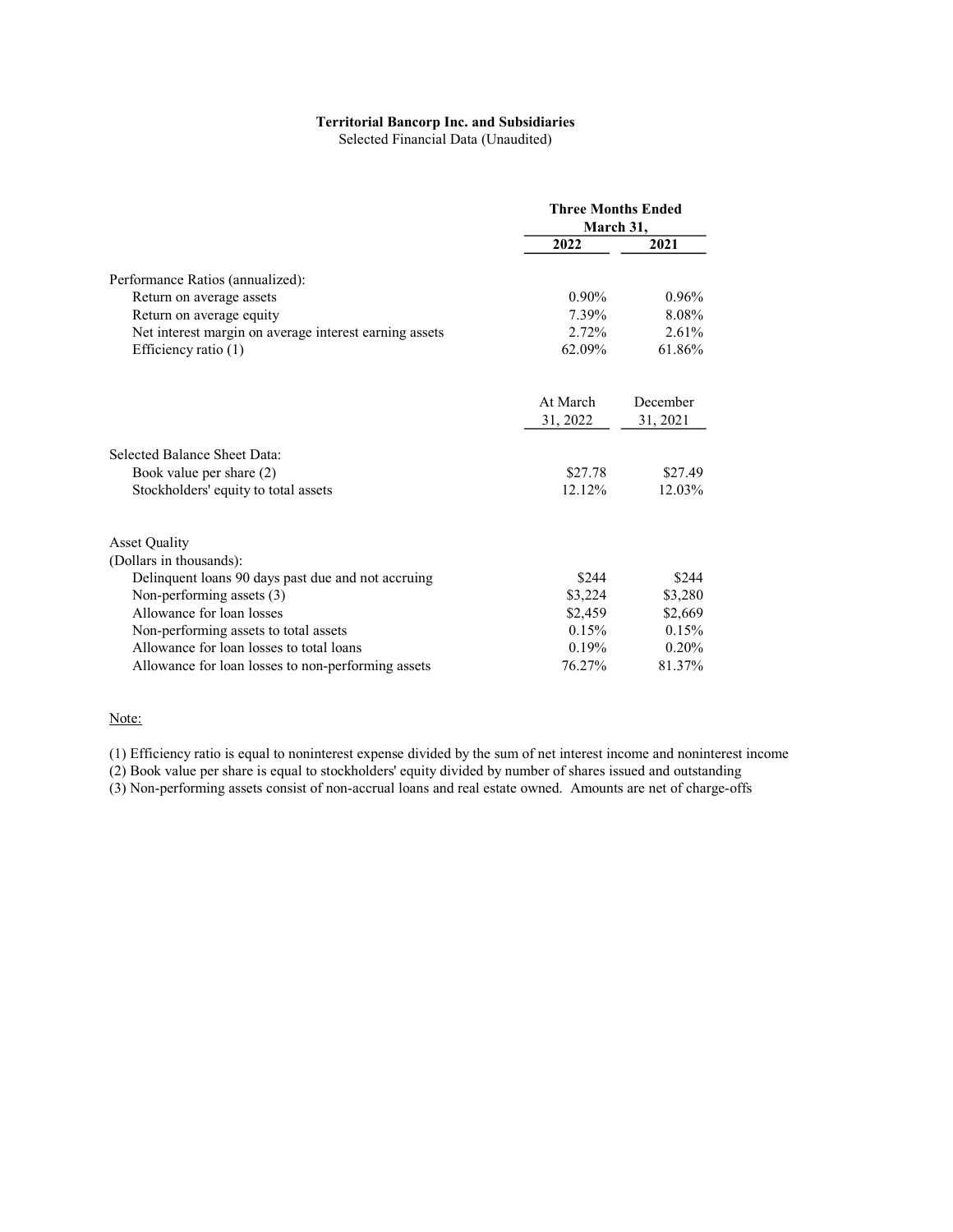**Territorial Bancorp Inc. and Subsidiaries**

Selected Financial Data (Unaudited)

| | Three Months Ended March 31, | |
|---|---|---|
| | **2022** | **2021** |
| Performance Ratios (annualized): | | |
| Return on average assets | 0.90% | 0.96% |
| Return on average equity | 7.39% | 8.08% |
| Net interest margin on average interest earning assets | 2.72% | 2.61% |
| Efficiency ratio (1) | 62.09% | 61.86% |

| | At March 31, 2022 | December 31, 2021 |
|---|---|---|
| Selected Balance Sheet Data: | | |
| Book value per share (2) | $27.78 | $27.49 |
| Stockholders' equity to total assets | 12.12% | 12.03% |
| Asset Quality (Dollars in thousands): | | |
| Delinquent loans 90 days past due and not accruing | $244 | $244 |
| Non-performing assets (3) | $3,224 | $3,280 |
| Allowance for loan losses | $2,459 | $2,669 |
| Non-performing assets to total assets | 0.15% | 0.15% |
| Allowance for loan losses to total loans | 0.19% | 0.20% |
| Allowance for loan losses to non-performing assets | 76.27% | 81.37% |

Note:

(1) Efficiency ratio is equal to noninterest expense divided by the sum of net interest income and noninterest income

(2) Book value per share is equal to stockholders' equity divided by number of shares issued and outstanding

(3) Non-performing assets consist of non-accrual loans and real estate owned. Amounts are net of charge-offs